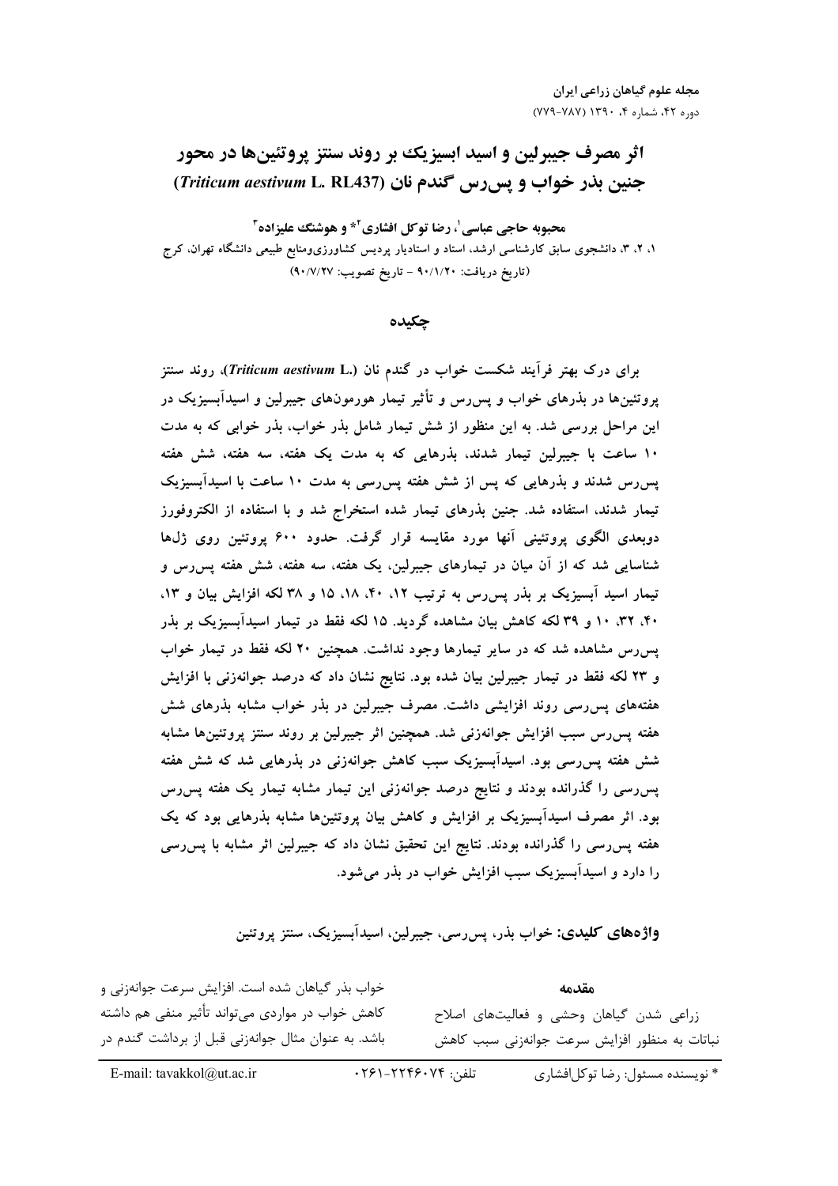# اثر مصرف جیبرلین و اسید ابسیزیک بر روند سنتز پروتئین‌ها در محور جنین بذر خواب و پس‌رس گندم نان (*Triticum aestivum* L. RL437)

**محبوبه حاجی عباسی[1]، رضا توکل افشاری[2]* و هوشنگ علیزاده[3]**

۱، ۲، ۳، دانشجوی سابق کارشناسی ارشد، استاد و استادیار پردیس کشاورزی‌ومنابع طبیعی دانشگاه تهران، کرج

(تاریخ دریافت: ۹۰/۱/۲۰ - تاریخ تصویب: ۹۰/۷/۲۷)

## چکیده

برای درک بهتر فرآیند شکست خواب در گندم نان (*Triticum aestivum* L.)، روند سنتز پروتئین‌ها در بذرهای خواب و پس‌رس و تأثیر تیمار هورمون‌های جیبرلین و اسیدآبسیزیک در این مراحل بررسی شد. به این منظور از شش تیمار شامل بذر خواب، بذر خوابی که به مدت ۱۰ ساعت با جیبرلین تیمار شدند، بذرهایی که به مدت یک هفته، سه هفته، شش هفته پس‌رس شدند و بذرهایی که پس از شش هفته پس‌رسی به مدت ۱۰ ساعت با اسیدآبسیزیک تیمار شدند، استفاده شد. جنین بذرهای تیمار شده استخراج شد و با استفاده از الکتروفورز دوبعدی الگوی پروتئینی آنها مورد مقایسه قرار گرفت. حدود ۶۰۰ پروتئین روی ژل‌ها شناسایی شد که از آن میان در تیمارهای جیبرلین، یک هفته، سه هفته، شش هفته پس‌رس و تیمار اسید آبسیزیک بر بذر پس‌رس به ترتیب ۱۲، ۴۰، ۱۸، ۱۵ و ۳۸ لکه افزایش بیان و ۱۳، ۴۰، ۳۲، ۱۰ و ۳۹ لکه کاهش بیان مشاهده گردید. ۱۵ لکه فقط در تیمار اسیدآبسیزیک بر بذر پس‌رس مشاهده شد که در سایر تیمارها وجود نداشت. همچنین ۲۰ لکه فقط در تیمار خواب و ۲۳ لکه فقط در تیمار جیبرلین بیان شده بود. نتایج نشان داد که درصد جوانه‌زنی با افزایش هفته‌های پس‌رسی روند افزایشی داشت. مصرف جیبرلین در بذر خواب مشابه بذرهای شش هفته پس‌رس سبب افزایش جوانه‌زنی شد. همچنین اثر جیبرلین بر روند سنتز پروتئین‌ها مشابه شش هفته پس‌رسی بود. اسیدآبسیزیک سبب کاهش جوانه‌زنی در بذرهایی شد که شش هفته پس‌رسی را گذرانده بودند و نتایج درصد جوانه‌زنی این تیمار مشابه تیمار یک هفته پس‌رس بود. اثر مصرف اسیدآبسیزیک بر افزایش و کاهش بیان پروتئین‌ها مشابه بذرهایی بود که یک هفته پس‌رسی را گذرانده بودند. نتایج این تحقیق نشان داد که جیبرلین اثر مشابه با پس‌رسی را دارد و اسیدآبسیزیک سبب افزایش خواب در بذر می‌شود.

**واژه‌های کلیدی:** خواب بذر، پس‌رسی، جیبرلین، اسیدآبسیزیک، سنتز پروتئین

## مقدمه

زراعی شدن گیاهان وحشی و فعالیت‌های اصلاح نباتات به منظور افزایش سرعت جوانه‌زنی سبب کاهش خواب بذر گیاهان شده است. افزایش سرعت جوانه‌زنی و کاهش خواب در مواردی می‌تواند تأثیر منفی هم داشته باشد. به عنوان مثال جوانه‌زنی قبل از برداشت گندم در

\* نویسنده مسئول: رضا توکل‌افشاری          تلفن: ۰۲۶۱-۲۲۴۶۰۷۴          E-mail: tavakkol@ut.ac.ir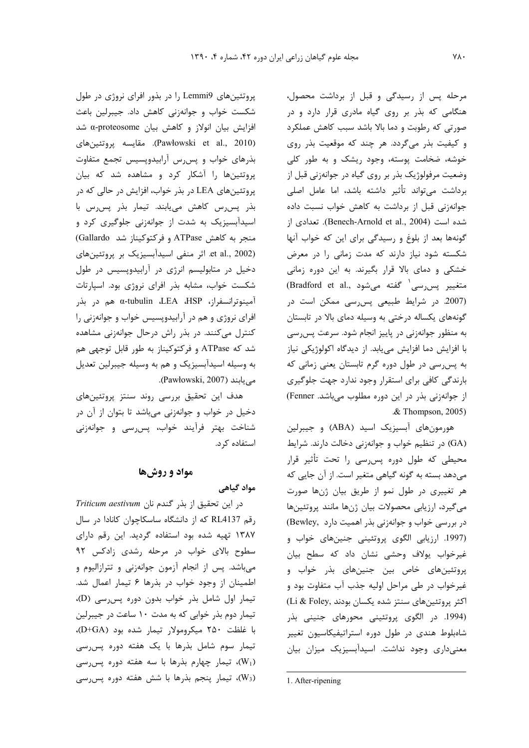مرحله پس از رسیدگی و قبل از برداشت محصول، هنگامی که بذر بر روی گیاه مادری قرار دارد و در صورتی که رطوبت و دما بالا باشد سبب کاهش عملکرد و کیفیت بذر می‌گردد. هر چند که موقعیت بذر روی خوشه، ضخامت پوسته، وجود ریشک و به طور کلی وضعیت مرفولوژیک بذر بر روی گیاه در جوانه‌زنی قبل از برداشت می‌تواند تأثیر داشته باشد، اما عامل اصلی جوانه‌زنی قبل از برداشت به کاهش خواب نسبت داده شده است (Benech-Arnold et al., 2004). تعدادی از گونه‌ها بعد از بلوغ و رسیدگی برای این که خواب آنها شکسته شود نیاز دارند که مدت زمانی را در معرض خشکی و دمای بالا قرار بگیرند. به این دوره زمانی متغییر پس‌رسی[1] گفته می‌شود (Bradford et al., 2007). در شرایط طبیعی پس‌رسی ممکن است در گونه‌های یکساله درختی به وسیله دمای بالا در تابستان به منظور جوانه‌زنی در پاییز انجام شود. سرعت پس‌رسی با افزایش دما افزایش می‌یابد. از دیدگاه اکولوژیکی نیاز به پس‌رسی در طول دوره گرم تابستان یعنی زمانی که بارندگی کافی برای استقرار وجود ندارد جهت جلوگیری از جوانه‌زنی بذر در این دوره مطلوب می‌باشد (Fenner & Thompson, 2005).

هورمون‌های آبسیزیک اسید (ABA) و جیبرلین (GA) در تنظیم خواب و جوانه‌زنی دخالت دارند. شرایط محیطی که طول دوره پس‌رسی را تحت تأثیر قرار می‌دهد بسته به گونه گیاهی متغیر است. از آن جایی که هر تغییری در طول نمو از طریق بیان ژن‌ها صورت می‌گیرد، ارزیابی محصولات بیان ژن‌ها مانند پروتئین‌ها در بررسی خواب و جوانه‌زنی بذر اهمیت دارد (Bewley, 1997). ارزیابی الگوی پروتئینی جنین‌های خواب و غیرخواب یولاف وحشی نشان داد که سطح بیان پروتئین‌های خاص بین جنین‌های بذر خواب و غیرخواب در طی مراحل اولیه جذب آب متفاوت بود و اکثر پروتئین‌های سنتز شده یکسان بودند (Li & Foley, 1994). در الگوی پروتئینی محورهای جنینی بذر شاه‌بلوط هندی در طول دوره استراتیفیکاسیون تغییر معنی‌داری وجود نداشت. اسیدآبسیزیک میزان بیان پروتئین‌های Lemmi9 را در بذور افرای نروژی در طول شکست خواب و جوانه‌زنی کاهش داد. جیبرلین باعث افزایش بیان انولاز و کاهش بیان α-proteosome شد (Pawłowski et al., 2010). مقایسه پروتئین‌های بذرهای خواب و پس‌رس آرابیدوپسیس تجمع متفاوت پروتئین‌ها را آشکار کرد و مشاهده شد که بیان پروتئین‌های LEA در بذر خواب، افزایش در حالی که در بذر پس‌رس کاهش می‌یابند. تیمار بذر پس‌رس با اسیدآبسیزیک به شدت از جوانه‌زنی جلوگیری کرد و منجر به کاهش ATPase و فرکتوکیناز شد (Gallardo et al., 2002). اثر منفی اسیدآبسیزیک بر پروتئین‌های دخیل در متابولیسم انرژی در آرابیدوپسیس در طول شکست خواب، مشابه بذر افرای نروژی بود. اسپارتات آمینوترانسفراز، α-tubulin ،LEA ،HSP هم در بذر افرای نروژی و هم در آرابیدوپسیس خواب و جوانه‌زنی را کنترل می‌کنند. در بذر راش درحال جوانه‌زنی مشاهده شد که ATPase و فرکتوکیناز به طور قابل توجهی هم به وسیله اسیدآبسیزیک و هم به وسیله جیبرلین تعدیل می‌یابند (Pawłowski, 2007).

هدف این تحقیق بررسی روند سنتز پروتئین‌های دخیل در خواب و جوانه‌زنی می‌باشد تا بتوان از آن در شناخت بهتر فرآیند خواب، پس‌رسی و جوانه‌زنی استفاده کرد.

## مواد و روش‌ها

### مواد گیاهی

در این تحقیق از بذر گندم نان *Triticum aestivum* رقم RL4137 که از دانشگاه ساسکاچوان کانادا در سال ۱۳۸۷ تهیه شده بود استفاده گردید. این رقم دارای سطوح بالای خواب در مرحله رشدی زادکس ۹۲ می‌باشد. پس از انجام آزمون جوانه‌زنی و تترازالیوم و اطمینان از وجود خواب در بذرها ۶ تیمار اعمال شد. تیمار اول شامل بذر خواب بدون دوره پس‌رسی (D)، تیمار دوم بذر خوابی که به مدت ۱۰ ساعت در جیبرلین با غلظت ۲۵۰ میکرومولار تیمار شده بود (D+GA)، تیمار سوم شامل بذرها با یک هفته دوره پس‌رسی ($W_1$)، تیمار چهارم بذرها با سه هفته دوره پس‌رسی ($W_3$)، تیمار پنجم بذرها با شش هفته دوره پس‌رسی

---

1. After-ripening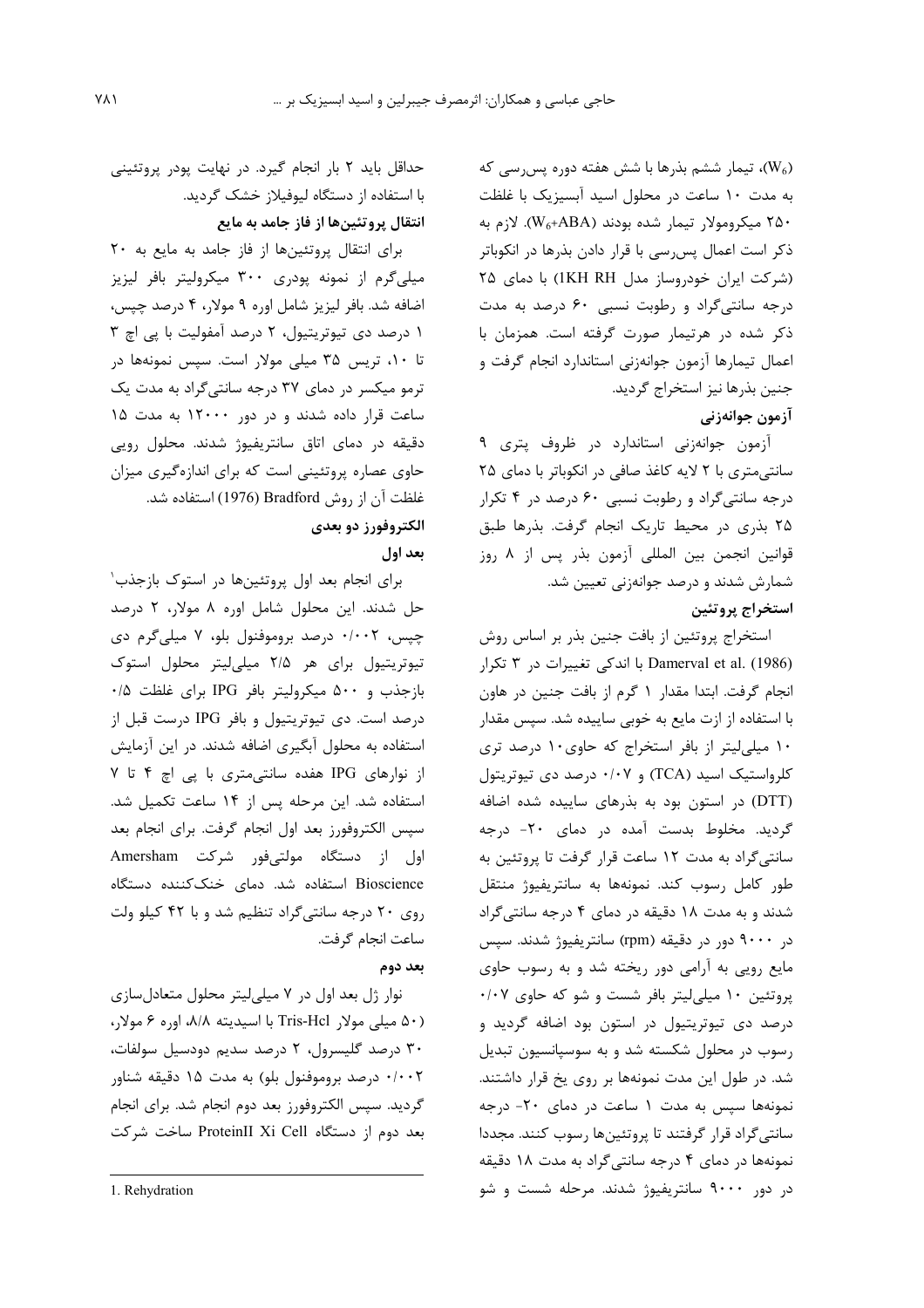($W_6$)، تیمار ششم بذرها با شش هفته دوره پس‌رسی که به مدت ۱۰ ساعت در محلول اسید آبسیزیک با غلظت ۲۵۰ میکرومولار تیمار شده بودند ($W_6$+ABA). لازم به ذکر است اعمال پس‌رسی با قرار دادن بذرها در انکوباتر (شرکت ایران خودروساز مدل 1KH RH) با دمای ۲۵ درجه سانتی‌گراد و رطوبت نسبی ۶۰ درصد به مدت ذکر شده در هرتیمار صورت گرفته است. همزمان با اعمال تیمارها آزمون جوانه‌زنی استاندارد انجام گرفت و جنین بذرها نیز استخراج گردید.

### آزمون جوانه‌زنی

آزمون جوانه‌زنی استاندارد در ظروف پتری ۹ سانتی‌متری با ۲ لایه کاغذ صافی در انکوباتر با دمای ۲۵ درجه سانتی‌گراد و رطوبت نسبی ۶۰ درصد در ۴ تکرار ۲۵ بذری در محیط تاریک انجام گرفت. بذرها طبق قوانین انجمن بین المللی آزمون بذر پس از ۸ روز شمارش شدند و درصد جوانه‌زنی تعیین شد.

### استخراج پروتئین

استخراج پروتئین از بافت جنین بذر بر اساس روش Damerval et al. (1986) با اندکی تغییرات در ۳ تکرار انجام گرفت. ابتدا مقدار ۱ گرم از بافت جنین در هاون با استفاده از ازت مایع به خوبی ساییده شد. سپس مقدار ۱۰ میلی‌لیتر از بافر استخراج که حاوی ۱۰ درصد تری کلرواستیک اسید (TCA) و ۰/۰۷ درصد دی تیوتریتول (DTT) در استون بود به بذرهای ساییده شده اضافه گردید. مخلوط بدست آمده در دمای ۲۰- درجه سانتی‌گراد به مدت ۱۲ ساعت قرار گرفت تا پروتئین به طور کامل رسوب کند. نمونه‌ها به سانتریفیوژ منتقل شدند و به مدت ۱۸ دقیقه در دمای ۴ درجه سانتی‌گراد در ۹۰۰۰ دور در دقیقه (rpm) سانتریفیوژ شدند. سپس مایع رویی به آرامی دور ریخته شد و به رسوب حاوی پروتئین ۱۰ میلی‌لیتر بافر شست و شو که حاوی ۰/۰۷ درصد دی تیوتریتیول در استون بود اضافه گردید و رسوب در محلول شکسته شد و به سوسپانسیون تبدیل شد. در طول این مدت نمونه‌ها بر روی یخ قرار داشتند. نمونه‌ها سپس به مدت ۱ ساعت در دمای ۲۰- درجه سانتی‌گراد قرار گرفتند تا پروتئین‌ها رسوب کنند. مجددا نمونه‌ها در دمای ۴ درجه سانتی‌گراد به مدت ۱۸ دقیقه در دور ۹۰۰۰ سانتریفیوژ شدند. مرحله شست و شو حداقل باید ۲ بار انجام گیرد. در نهایت پودر پروتئینی با استفاده از دستگاه لیوفیلاز خشک گردید.

### انتقال پروتئین‌ها از فاز جامد به مایع

برای انتقال پروتئین‌ها از فاز جامد به مایع به ۲۰ میلی‌گرم از نمونه پودری ۳۰۰ میکرولیتر بافر لیزیز اضافه شد. بافر لیزیز شامل اوره ۹ مولار، ۴ درصد چپس، ۱ درصد دی تیوتریتیول، ۲ درصد آمفولیت با پی اچ ۳ تا ۱۰، تریس ۳۵ میلی مولار است. سپس نمونه‌ها در ترمو میکسر در دمای ۳۷ درجه سانتی‌گراد به مدت یک ساعت قرار داده شدند و در دور ۱۲۰۰۰ به مدت ۱۵ دقیقه در دمای اتاق سانتریفیوژ شدند. محلول رویی حاوی عصاره پروتئینی است که برای اندازه‌گیری میزان غلظت آن از روش Bradford (1976) استفاده شد.

### الکتروفورز دو بعدی

#### بعد اول

برای انجام بعد اول پروتئین‌ها در استوک بازجذب[1] حل شدند. این محلول شامل اوره ۸ مولار، ۲ درصد چپس، ۰/۰۰۲ درصد بروموفنول بلو، ۷ میلی‌گرم دی تیوتریتیول برای هر ۲/۵ میلی‌لیتر محلول استوک بازجذب و ۵۰۰ میکرولیتر بافر IPG برای غلظت ۰/۵ درصد است. دی تیوتریتیول و بافر IPG درست قبل از استفاده به محلول آبگیری اضافه شدند. در این آزمایش از نوارهای IPG هفده سانتی‌متری با پی اچ ۴ تا ۷ استفاده شد. این مرحله پس از ۱۴ ساعت تکمیل شد. سپس الکتروفورز بعد اول انجام گرفت. برای انجام بعد اول از دستگاه مولتی‌فور شرکت Amersham Bioscience استفاده شد. دمای خنک‌کننده دستگاه روی ۲۰ درجه سانتی‌گراد تنظیم شد و با ۴۲ کیلو ولت ساعت انجام گرفت.

#### بعد دوم

نوار ژل بعد اول در ۷ میلی‌لیتر محلول متعادل‌سازی (۵۰ میلی مولار Tris-Hcl با اسیدیته ۸/۸، اوره ۶ مولار، ۳۰ درصد گلیسرول، ۲ درصد سدیم دودسیل سولفات، ۰/۰۰۲ درصد بروموفنول بلو) به مدت ۱۵ دقیقه شناور گردید. سپس الکتروفورز بعد دوم انجام شد. برای انجام بعد دوم از دستگاه ProteinII Xi Cell ساخت شرکت

---

1. Rehydration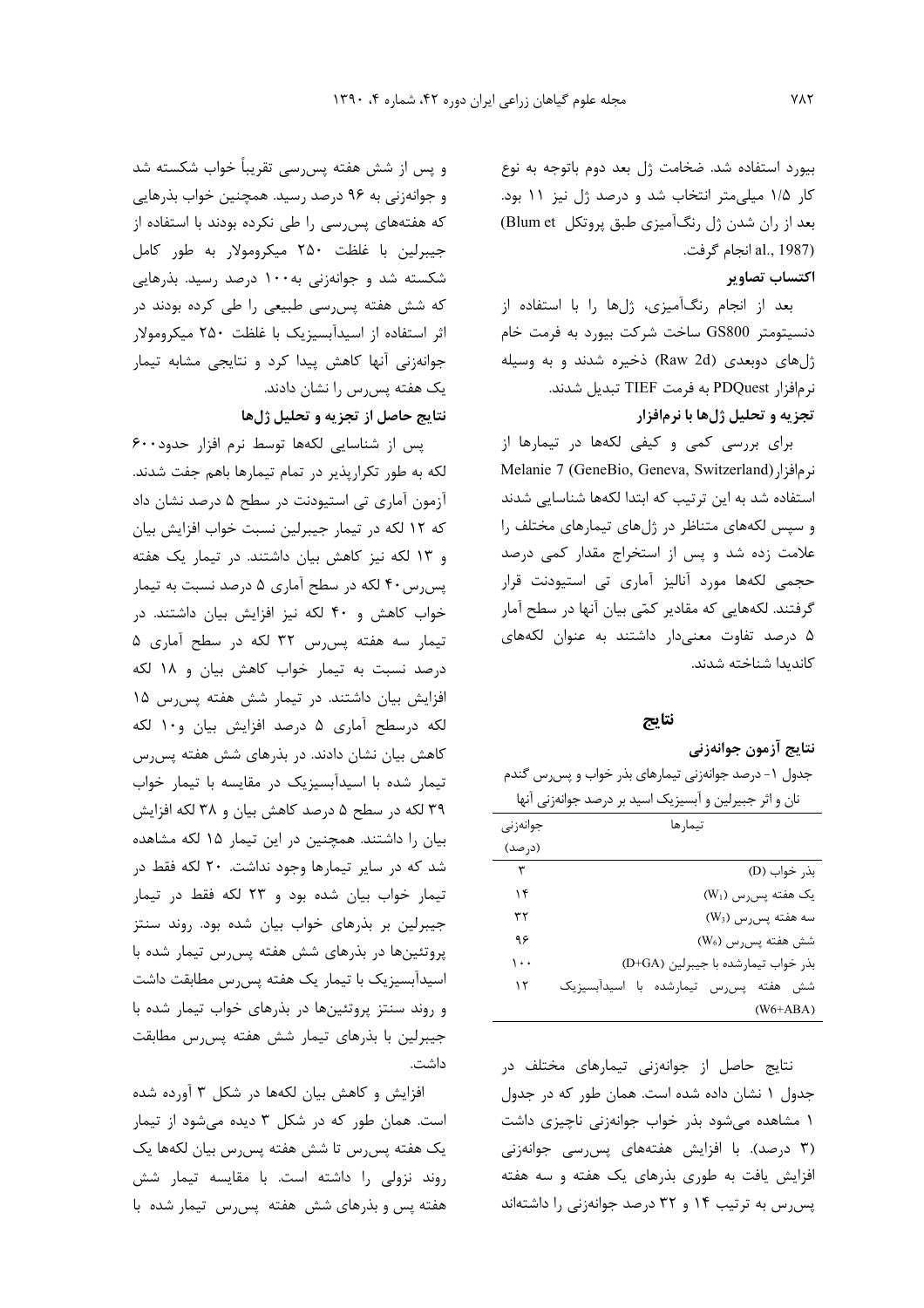بیورد استفاده شد. ضخامت ژل بعد دوم باتوجه به نوع کار ۱/۵ میلی‌متر انتخاب شد و درصد ژل نیز ۱۱ بود. بعد از ران شدن ژل رنگ‌آمیزی طبق پروتکل (Blum et al., 1987) انجام گرفت.

**اکتساب تصاویر**

بعد از انجام رنگ‌آمیزی، ژل‌ها را با استفاده از دنسیتومتر GS800 ساخت شرکت بیورد به فرمت خام ژل‌های دوبعدی (Raw 2d) ذخیره شدند و به وسیله نرم‌افزار PDQuest به فرمت TIEF تبدیل شدند.

**تجزیه و تحلیل ژل‌ها با نرم‌افزار**

برای بررسی کمی و کیفی لکه‌ها در تیمارها از نرم‌افزار(Melanie 7 (GeneBio, Geneva, Switzerland استفاده شد به این ترتیب که ابتدا لکه‌ها شناسایی شدند و سپس لکه‌های متناظر در ژل‌های تیمارهای مختلف را علامت زده شد و پس از استخراج مقدار کمی درصد حجمی لکه‌ها مورد آنالیز آماری تی استیودنت قرار گرفتند. لکه‌هایی که مقادیر کمّی بیان آنها در سطح آمار ۵ درصد تفاوت معنی‌دار داشتند به عنوان لکه‌های کاندیدا شناخته شدند.

## نتایج

**نتایج آزمون جوانه‌زنی**

جدول ۱- درصد جوانه‌زنی تیمارهای بذر خواب و پس‌رس گندم نان و اثر جیبرلین و آبسیزیک اسید بر درصد جوانه‌زنی آنها

| تیمارها | جوانه‌زنی (درصد) |
|---|---|
| بذر خواب (D) | ۳ |
| یک هفته پس‌رس ($W_1$) | ۱۴ |
| سه هفته پس‌رس ($W_3$) | ۳۲ |
| شش هفته پس‌رس ($W_6$) | ۹۶ |
| بذر خواب تیمارشده با جیبرلین (D+GA) | ۱۰۰ |
| شش هفته پس‌رس تیمارشده با اسیدآبسیزیک (W6+ABA) | ۱۲ |

نتایج حاصل از جوانه‌زنی تیمارهای مختلف در جدول ۱ نشان داده شده است. همان طور که در جدول ۱ مشاهده می‌شود بذر خواب جوانه‌زنی ناچیزی داشت (۳ درصد). با افزایش هفته‌های پس‌رسی جوانه‌زنی افزایش یافت به طوری بذرهای یک هفته و سه هفته پس‌رس به ترتیب ۱۴ و ۳۲ درصد جوانه‌زنی را داشته‌اند و پس از شش هفته پس‌رسی تقریباً خواب شکسته شد و جوانه‌زنی به ۹۶ درصد رسید. همچنین خواب بذرهایی که هفته‌های پس‌رسی را طی نکرده بودند با استفاده از جیبرلین با غلظت ۲۵۰ میکرومولار به طور کامل شکسته شد و جوانه‌زنی به۱۰۰ درصد رسید. بذرهایی که شش هفته پس‌رسی طبیعی را طی کرده بودند در اثر استفاده از اسیدآبسیزیک با غلظت ۲۵۰ میکرومولار جوانه‌زنی آنها کاهش پیدا کرد و نتایجی مشابه تیمار یک هفته پس‌رس را نشان دادند.

**نتایج حاصل از تجزیه و تحلیل ژل‌ها**

پس از شناسایی لکه‌ها توسط نرم افزار حدود۶۰۰ لکه به طور تکرارپذیر در تمام تیمارها باهم جفت شدند. آزمون آماری تی استیودنت در سطح ۵ درصد نشان داد که ۱۲ لکه در تیمار جیبرلین نسبت خواب افزایش بیان و ۱۳ لکه نیز کاهش بیان داشتند. در تیمار یک هفته پس‌رس۴۰ لکه در سطح آماری ۵ درصد نسبت به تیمار خواب کاهش و ۴۰ لکه نیز افزایش بیان داشتند. در تیمار سه هفته پس‌رس ۳۲ لکه در سطح آماری ۵ درصد نسبت به تیمار خواب کاهش بیان و ۱۸ لکه افزایش بیان داشتند. در تیمار شش هفته پس‌رس ۱۵ لکه درسطح آماری ۵ درصد افزایش بیان و۱۰ لکه کاهش بیان نشان دادند. در بذرهای شش هفته پس‌رس تیمار شده با اسیدآبسیزیک در مقایسه با تیمار خواب ۳۹ لکه در سطح ۵ درصد کاهش بیان و ۳۸ لکه افزایش بیان را داشتند. همچنین در این تیمار ۱۵ لکه مشاهده شد که در سایر تیمارها وجود نداشت. ۲۰ لکه فقط در تیمار خواب بیان شده بود و ۲۳ لکه فقط در تیمار جیبرلین بر بذرهای خواب بیان شده بود. روند سنتز پروتئین‌ها در بذرهای شش هفته پس‌رس تیمار شده با اسیدآبسیزیک با تیمار یک هفته پس‌رس مطابقت داشت و روند سنتز پروتئین‌ها در بذرهای خواب تیمار شده با جیبرلین با بذرهای تیمار شش هفته پس‌رس مطابقت داشت.

افزایش و کاهش بیان لکه‌ها در شکل ۳ آورده شده است. همان طور که در شکل ۳ دیده می‌شود از تیمار یک هفته پس‌رس تا شش هفته پس‌رس بیان لکه‌ها یک روند نزولی را داشته است. با مقایسه تیمار شش هفته پس و بذرهای شش هفته پس‌رس تیمار شده با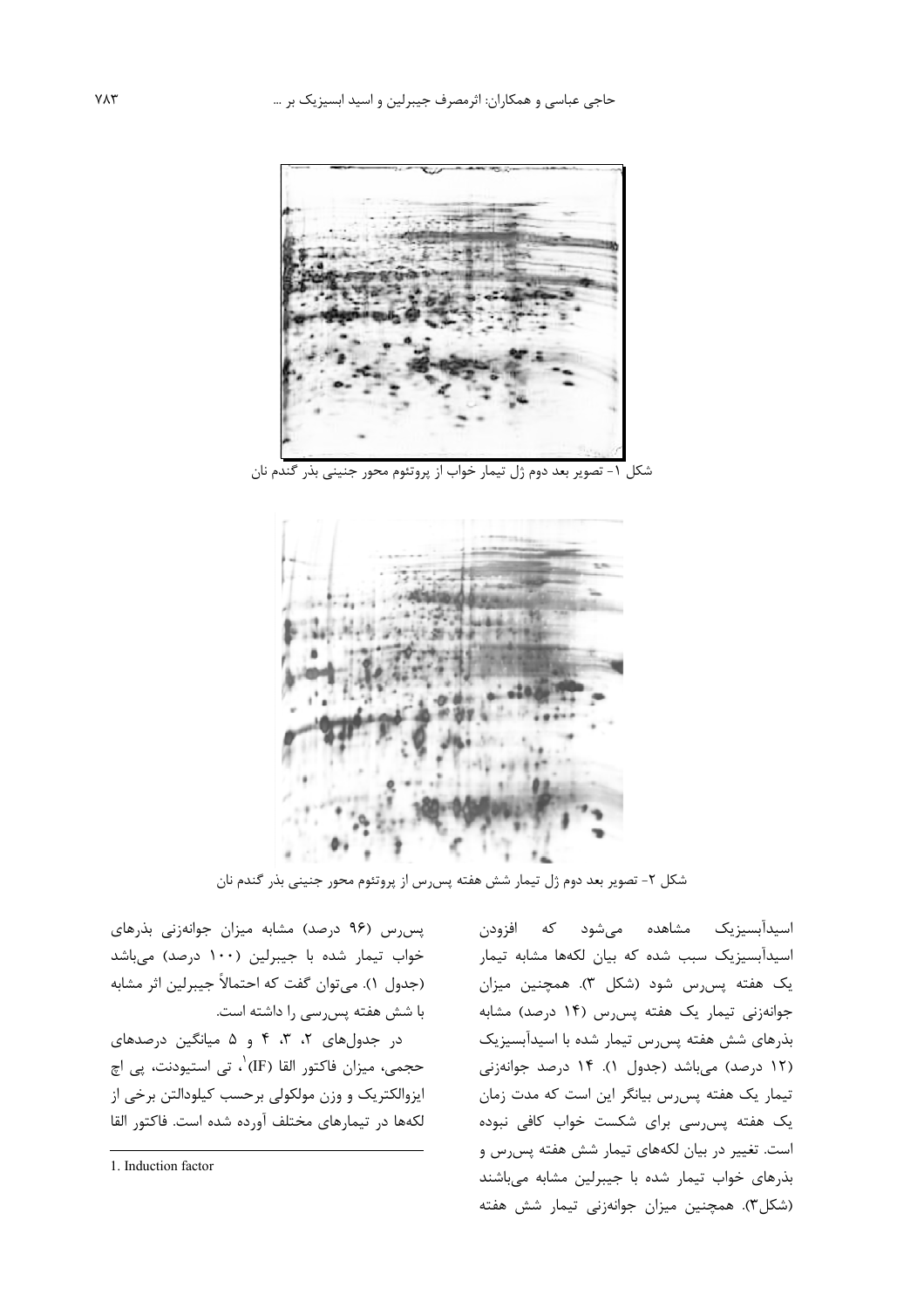شکل ۱- تصویر بعد دوم ژل تیمار خواب از پروتئوم محور جنینی بذر گندم نان

شکل ۲- تصویر بعد دوم ژل تیمار شش هفته پس‌رس از پروتئوم محور جنینی بذر گندم نان

اسیدآبسیزیک مشاهده می‌شود که افزودن اسیدآبسیزیک سبب شده که بیان لکه‌ها مشابه تیمار یک هفته پس‌رس شود (شکل ۳). همچنین میزان جوانه‌زنی تیمار یک هفته پس‌رس (۱۴ درصد) مشابه بذرهای شش هفته پس‌رس تیمار شده با اسیدآبسیزیک (۱۲ درصد) می‌باشد (جدول ۱). ۱۴ درصد جوانه‌زنی تیمار یک هفته پس‌رس بیانگر این است که مدت زمان یک هفته پس‌رسی برای شکست خواب کافی نبوده است. تغییر در بیان لکه‌های تیمار شش هفته پس‌رس و بذرهای خواب تیمار شده با جیبرلین مشابه می‌باشند (شکل۳). همچنین میزان جوانه‌زنی تیمار شش هفته پس‌رس (۹۶ درصد) مشابه میزان جوانه‌زنی بذرهای خواب تیمار شده با جیبرلین (۱۰۰ درصد) می‌باشد (جدول ۱). می‌توان گفت که احتمالاً جیبرلین اثر مشابه با شش هفته پس‌رسی را داشته است.

در جدول‌های ۲، ۳، ۴ و ۵ میانگین درصدهای حجمی، میزان فاکتور القا (IF)[1]، تی استیودنت، پی اچ ایزوالکتریک و وزن مولکولی برحسب کیلودالتن برخی از لکه‌ها در تیمارهای مختلف آورده شده است. فاکتور القا

1. Induction factor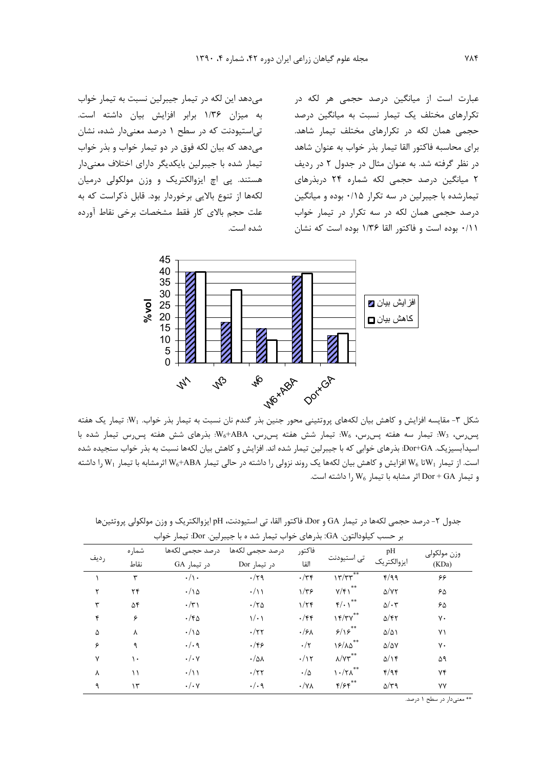عبارت است از میانگین درصد حجمی هر لکه در تکرارهای مختلف یک تیمار نسبت به میانگین درصد حجمی همان لکه در تکرارهای مختلف تیمار شاهد. برای محاسبه فاکتور القا تیمار بذر خواب به عنوان شاهد در نظر گرفته شد. به عنوان مثال در جدول ۲ در ردیف ۲ میانگین درصد حجمی لکه شماره ۲۴ دربذرهای تیمارشده با جیبرلین در سه تکرار ۰/۱۵ بوده و میانگین درصد حجمی همان لکه در سه تکرار در تیمار خواب ۰/۱۱ بوده است و فاکتور القا ۱/۳۶ بوده است که نشان می‌دهد این لکه در تیمار جیبرلین نسبت به تیمار خواب به میزان ۱/۳۶ برابر افزایش بیان داشته است. تی‌استیودنت که در سطح ۱ درصد معنی‌دار شده، نشان می‌دهد که بیان لکه فوق در دو تیمار خواب و بذر خواب تیمار شده با جیبرلین بایکدیگر دارای اختلاف معنی‌دار هستند. پی اچ ایزوالکتریک و وزن مولکولی درمیان لکه‌ها از تنوع بالایی برخوردار بود. قابل ذکراست که به علت حجم بالای کار فقط مشخصات برخی نقاط آورده شده است.

شکل ۳- مقایسه افزایش و کاهش بیان لکه‌های پروتئینی محور جنین بذر گندم نان نسبت به تیمار بذر خواب. $W_1$: تیمار یک هفته پس‌رس، $W_3$: تیمار سه هفته پس‌رس، $W_6$: تیمار شش هفته پس‌رس، $W_6$+ABA: بذرهای شش هفته پس‌رس تیمار شده با اسیدآبسیزیک. Dor+GA: بذرهای خوابی که با جیبرلین تیمار شده اند. افزایش و کاهش بیان لکه‌ها نسبت به بذر خواب سنجیده شده است. از تیمار $W_1$تا $W_6$ افزایش و کاهش بیان لکه‌ها یک روند نزولی را داشته در حالی تیمار $W_6$+ABA اثرمشابه با تیمار $W_1$ را داشته و تیمار Dor + GA اثر مشابه با تیمار $W_6$ را داشته است.

جدول ۲- درصد حجمی لکه‌ها در تیمار GA و Dor، فاکتور القا، تی استیودنت، pH ایزوالکتریک و وزن مولکولی پروتئین‌ها بر حسب کیلودالتون. GA: بذرهای خواب تیمار شد ه با جیبرلین. Dor: تیمار خواب

| ردیف | شماره نقاط | درصد حجمی لکه‌ها در تیمار GA | درصد حجمی لکه‌ها در تیمار Dor | فاکتور القا | تی استیودنت | pH ایزوالکتریک | وزن مولکولی (KDa) |
|---|---|---|---|---|---|---|---|
| ۱ | ۳ | ۰/۱۰ | ۰/۲۹ | ۰/۳۴ | ۱۳/۳۳** | ۴/۹۹ | ۶۶ |
| ۲ | ۲۴ | ۰/۱۵ | ۰/۱۱ | ۱/۳۶ | ۷/۴۱** | ۵/۷۲ | ۶۵ |
| ۳ | ۵۴ | ۰/۳۱ | ۰/۲۵ | ۱/۲۴ | ۴/۰۱** | ۵/۰۳ | ۶۵ |
| ۴ | ۶ | ۰/۴۵ | ۱/۰۱ | ۰/۴۴ | ۱۴/۳۷** | ۵/۴۲ | ۷۰ |
| ۵ | ۸ | ۰/۱۵ | ۰/۲۲ | ۰/۶۸ | ۶/۱۶** | ۵/۵۱ | ۷۱ |
| ۶ | ۹ | ۰/۰۹ | ۰/۴۶ | ۰/۲ | ۱۶/۸۵** | ۵/۵۷ | ۷۰ |
| ۷ | ۱۰ | ۰/۰۷ | ۰/۵۸ | ۰/۱۲ | ۸/۷۳** | ۵/۱۴ | ۵۹ |
| ۸ | ۱۱ | ۰/۱۱ | ۰/۲۲ | ۰/۵ | ۱۰/۲۸** | ۴/۹۴ | ۷۴ |
| ۹ | ۱۳ | ۰/۰۷ | ۰/۰۹ | ۰/۷۸ | ۴/۶۴** | ۵/۳۹ | ۷۷ |

** معنی‌دار در سطح ۱ درصد.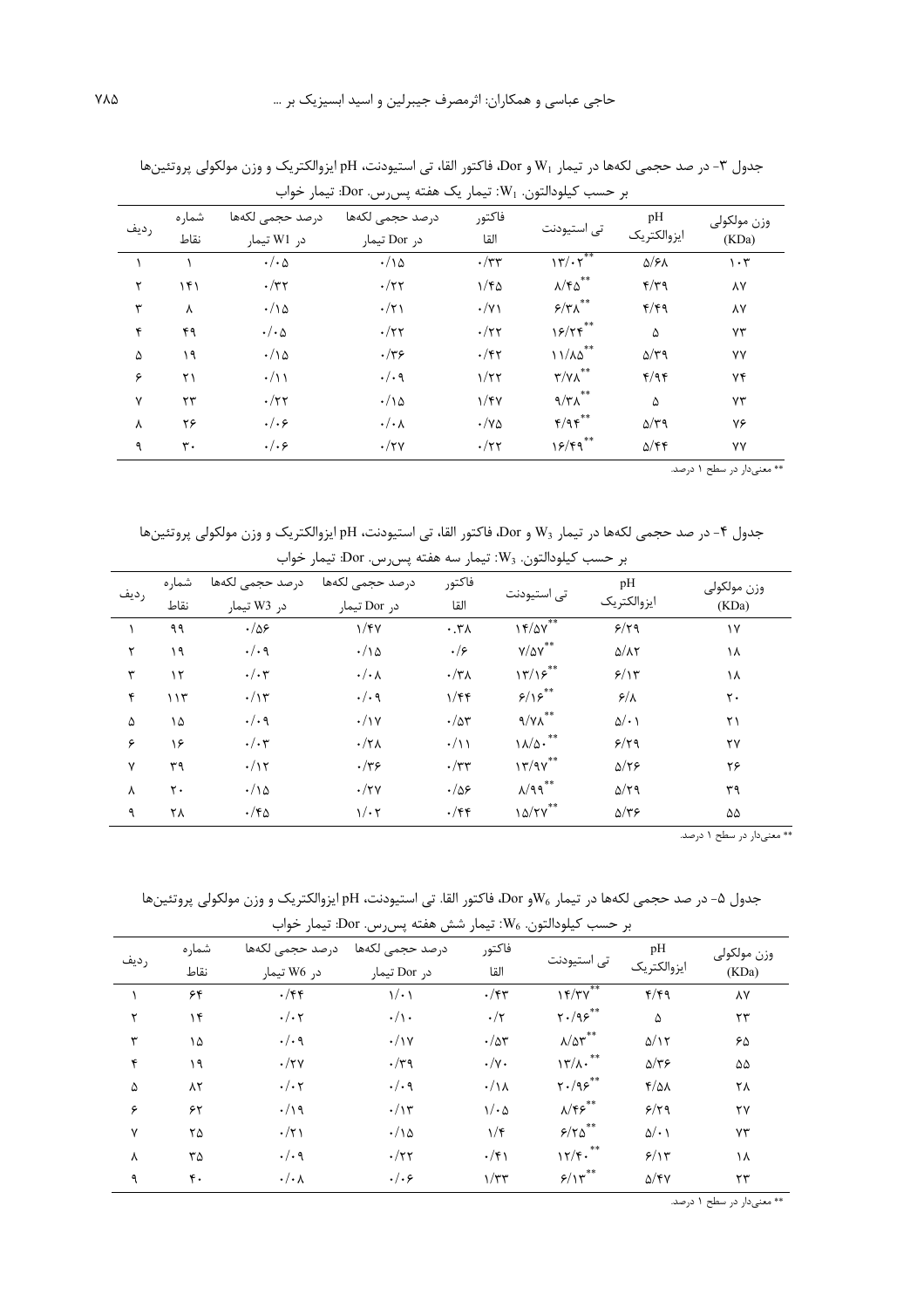جدول ۳- در صد حجمی لکه‌ها در تیمار $W_1$ و Dor، فاکتور القا، تی استیودنت، pH ایزوالکتریک و وزن مولکولی پروتئین‌ها بر حسب کیلودالتون. $W_1$: تیمار یک هفته پس‌رس. Dor: تیمار خواب

| ردیف | شماره نقاط | درصد حجمی لکه‌ها در W1 تیمار | درصد حجمی لکه‌ها در Dor تیمار | فاکتور القا | تی استیودنت | pH ایزوالکتریک | وزن مولکولی (KDa) |
|---|---|---|---|---|---|---|---|
| ۱ | ۱ | ۰/۰۵ | ۰/۱۵ | ۰/۳۳ | ۱۳/۰۲** | ۵/۶۸ | ۱۰۳ |
| ۲ | ۱۴۱ | ۰/۳۲ | ۰/۲۲ | ۱/۴۵ | ۸/۴۵** | ۴/۳۹ | ۸۷ |
| ۳ | ۸ | ۰/۱۵ | ۰/۲۱ | ۰/۷۱ | ۶/۳۸** | ۴/۴۹ | ۸۷ |
| ۴ | ۴۹ | ۰/۰۵ | ۰/۲۲ | ۰/۲۲ | ۱۶/۲۴** | ۵ | ۷۳ |
| ۵ | ۱۹ | ۰/۱۵ | ۰/۳۶ | ۰/۴۲ | ۱۱/۸۵** | ۵/۳۹ | ۷۷ |
| ۶ | ۲۱ | ۰/۱۱ | ۰/۰۹ | ۱/۲۲ | ۳/۷۸** | ۴/۹۴ | ۷۴ |
| ۷ | ۲۳ | ۰/۲۲ | ۰/۱۵ | ۱/۴۷ | ۹/۳۸** | ۵ | ۷۳ |
| ۸ | ۲۶ | ۰/۰۶ | ۰/۰۸ | ۰/۷۵ | ۴/۹۴** | ۵/۳۹ | ۷۶ |
| ۹ | ۳۰ | ۰/۰۶ | ۰/۲۷ | ۰/۲۲ | ۱۶/۴۹** | ۵/۴۴ | ۷۷ |

** معنی‌دار در سطح ۱ درصد.

جدول ۴- در صد حجمی لکه‌ها در تیمار $W_3$ و Dor، فاکتور القا، تی استیودنت، pH ایزوالکتریک و وزن مولکولی پروتئین‌ها بر حسب کیلودالتون. $W_3$: تیمار سه هفته پس‌رس. Dor: تیمار خواب

| ردیف | شماره نقاط | درصد حجمی لکه‌ها در W3 تیمار | درصد حجمی لکه‌ها در Dor تیمار | فاکتور القا | تی استیودنت | pH ایزوالکتریک | وزن مولکولی (KDa) |
|---|---|---|---|---|---|---|---|
| ۱ | ۹۹ | ۰/۵۶ | ۱/۴۷ | ۰.۳۸ | ۱۴/۵۷** | ۶/۲۹ | ۱۷ |
| ۲ | ۱۹ | ۰/۰۹ | ۰/۱۵ | ۰/۶ | ۷/۵۷** | ۵/۸۲ | ۱۸ |
| ۳ | ۱۲ | ۰/۰۳ | ۰/۰۸ | ۰/۳۸ | ۱۳/۱۶** | ۶/۱۳ | ۱۸ |
| ۴ | ۱۱۳ | ۰/۱۳ | ۰/۰۹ | ۱/۴۴ | ۶/۱۶** | ۶/۸ | ۲۰ |
| ۵ | ۱۵ | ۰/۰۹ | ۰/۱۷ | ۰/۵۳ | ۹/۷۸** | ۵/۰۱ | ۲۱ |
| ۶ | ۱۶ | ۰/۰۳ | ۰/۲۸ | ۰/۱۱ | ۱۸/۵۰** | ۶/۲۹ | ۲۷ |
| ۷ | ۳۹ | ۰/۱۲ | ۰/۳۶ | ۰/۳۳ | ۱۳/۹۷** | ۵/۲۶ | ۲۶ |
| ۸ | ۲۰ | ۰/۱۵ | ۰/۲۷ | ۰/۵۶ | ۸/۹۹** | ۵/۲۹ | ۳۹ |
| ۹ | ۲۸ | ۰/۴۵ | ۱/۰۲ | ۰/۴۴ | ۱۵/۲۷** | ۵/۳۶ | ۵۵ |

** معنی‌دار در سطح ۱ درصد.

جدول ۵- در صد حجمی لکه‌ها در تیمار $W_6$و Dor، فاکتور القا. تی استیودنت، pH ایزوالکتریک و وزن مولکولی پروتئین‌ها بر حسب کیلودالتون. $W_6$: تیمار شش هفته پس‌رس. Dor: تیمار خواب

| ردیف | شماره نقاط | درصد حجمی لکه‌ها در W6 تیمار | درصد حجمی لکه‌ها در Dor تیمار | فاکتور القا | تی استیودنت | pH ایزوالکتریک | وزن مولکولی (KDa) |
|---|---|---|---|---|---|---|---|
| ۱ | ۶۴ | ۰/۴۴ | ۱/۰۱ | ۰/۴۳ | ۱۴/۳۷** | ۴/۴۹ | ۸۷ |
| ۲ | ۱۴ | ۰/۰۲ | ۰/۱۰ | ۰/۲ | ۲۰/۹۶** | ۵ | ۲۳ |
| ۳ | ۱۵ | ۰/۰۹ | ۰/۱۷ | ۰/۵۳ | ۸/۵۳** | ۵/۱۲ | ۶۵ |
| ۴ | ۱۹ | ۰/۲۷ | ۰/۳۹ | ۰/۷۰ | ۱۳/۸۰** | ۵/۳۶ | ۵۵ |
| ۵ | ۸۲ | ۰/۰۲ | ۰/۰۹ | ۰/۱۸ | ۲۰/۹۶** | ۴/۵۸ | ۲۸ |
| ۶ | ۶۲ | ۰/۱۹ | ۰/۱۳ | ۱/۰۵ | ۸/۴۶** | ۶/۲۹ | ۲۷ |
| ۷ | ۲۵ | ۰/۲۱ | ۰/۱۵ | ۱/۴ | ۶/۲۵** | ۵/۰۱ | ۷۳ |
| ۸ | ۳۵ | ۰/۰۹ | ۰/۲۲ | ۰/۴۱ | ۱۲/۴۰** | ۶/۱۳ | ۱۸ |
| ۹ | ۴۰ | ۰/۰۸ | ۰/۰۶ | ۱/۳۳ | ۶/۱۳** | ۵/۴۷ | ۲۳ |

** معنی‌دار در سطح ۱ درصد.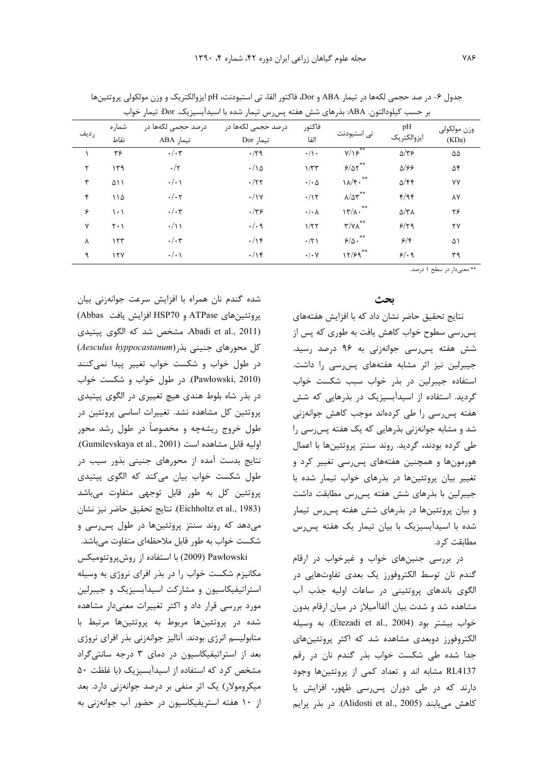جدول ۶- در صد حجمی لکه‌ها در تیمار ABA و Dor، فاکتور القا، تی استیودنت، pH ایزوالکتریک و وزن مولکولی پروتئین‌ها بر حسب کیلودالتون. ABA: بذرهای شش هفته پس‌رس تیمار شده با اسیدآبسیزیک. Dor: تیمار خواب

| ردیف | شماره نقاط | درصد حجمی لکه‌ها در تیمار ABA | درصد حجمی لکه‌ها در تیمار Dor | فاکتور القا | تی استیودنت | pH ایزوالکتریک | وزن مولکولی (KDa) |
|---|---|---|---|---|---|---|---|
| ۱ | ۳۶ | ۰/۰۳ | ۰/۲۹ | ۰/۱۰ | ۷/۱۶** | ۵/۳۶ | ۵۵ |
| ۲ | ۱۳۹ | ۰/۲ | ۰/۱۵ | ۱/۳۳ | ۶/۵۲** | ۵/۶۶ | ۵۴ |
| ۳ | ۵۱۱ | ۰/۰۱ | ۰/۲۲ | ۰/۰۵ | ۱۸/۴۰** | ۵/۴۴ | ۷۷ |
| ۴ | ۱۱۵ | ۰/۰۲ | ۰/۱۷ | ۰/۱۲ | ۸/۵۳** | ۴/۹۴ | ۸۷ |
| ۶ | ۱۰۱ | ۰/۰۳ | ۰/۳۶ | ۰/۰۸ | ۱۳/۸۰** | ۵/۳۸ | ۲۶ |
| ۷ | ۲۰۱ | ۰/۱۱ | ۰/۰۹ | ۱/۲۲ | ۳/۷۸** | ۶/۲۹ | ۲۷ |
| ۸ | ۱۲۳ | ۰/۰۳ | ۰/۱۴ | ۰/۲۱ | ۶/۵۰** | ۶/۴ | ۵۱ |
| ۹ | ۱۲۷ | ۰/۰۱ | ۰/۱۴ | ۰/۰۷ | ۱۲/۶۹** | ۶/۰۹ | ۳۹ |

** معنی‌دار در سطح ۱ درصد.

## بحث

نتایج تحقیق حاضر نشان داد که با افزایش هفته‌های پس‌رسی سطوح خواب کاهش یافت به طوری که پس از شش هفته پس‌رسی جوانه‌زنی به ۹۶ درصد رسید. جیبرلین نیز اثر مشابه هفته‌های پس‌رسی را داشت. استفاده جیبرلین در بذر خواب سبب شکست خواب گردید. استفاده از اسیدآبسیزیک در بذرهایی که شش هفته پس‌رسی را طی کرده‌اند موجب کاهش جوانه‌زنی شد و مشابه جوانه‌زنی بذرهایی که یک هفته پس‌رسی را طی کرده بودند، گردید. روند سنتز پروتئین‌ها با اعمال هورمون‌ها و همچنین هفته‌های پس‌رسی تغییر کرد و تغییر بیان پروتئین‌ها در بذرهای خواب تیمار شده با جیبرلین با بذرهای شش هفته پس‌رس مطابقت داشت و بیان پروتئین‌ها در بذرهای شش هفته پس‌رس تیمار شده با اسیدآبسیزیک با بیان تیمار یک هفته پس‌رس مطابقت کرد.

در بررسی جنین‌های خواب و غیرخواب در ارقام گندم نان توسط الکتروفورز یک بعدی تفاوت‌هایی در الگوی باندهای پروتئینی در ساعات اولیه جذب آب مشاهده شد و شدت بیان آلفاآمیلاز در میان ارقام بدون خواب بیشتر بود (Etezadi et al., 2004). به وسیله الکتروفورز دوبعدی مشاهده شد که اکثر پروتئین‌های جدا شده طی شکست خواب بذر گندم نان در رقم RL4137 مشابه اند و تعداد کمی از پروتئین‌ها وجود دارند که در طی دوران پس‌رسی ظهور، افزایش یا کاهش می‌یابند (Alidosti et al., 2005). در بذر پرایم شده گندم نان همراه با افزایش سرعت جوانه‌زنی بیان پروتئین‌های ATPase و HSP70 افزایش یافت (Abbas Abadi et al., 2011). مشخص شد که الگوی پپتیدی کل محورهای جنینی بذر(*Aesculus hyppocastanum*) در طول خواب و شکست خواب تغییر پیدا نمی‌کنند (Pawłowski, 2010). در طول خواب و شکست خواب در بذر شاه بلوط هندی هیچ تغییری در الگوی پپتیدی پروتئین کل مشاهده نشد. تغییرات اساسی پروتئین در طول خروج ریشه‌چه و مخصوصاً در طول رشد محور اولیه قابل مشاهده است (Gumilevskaya et al., 2001). نتایج بدست آمده از محورهای جنینی بذور سیب در طول شکست خواب بیان می‌کند که الگوی پپتیدی پروتئین کل به طور قابل توجهی متفاوت می‌باشد (Eichholtz et al., 1983). نتایج تحقیق حاضر نیز نشان می‌دهد که روند سنتز پروتئین‌ها در طول پس‌رسی و شکست خواب به طور قابل ملاحظه‌ای متفاوت می‌باشد.

Pawłowski (2009) با استفاده از روش‌پروتئومیکس مکانیزم شکست خواب را در بذر افرای نروژی به وسیله استراتیفیکاسیون و مشارکت اسیدآبسیزیک و جیبرلین مورد بررسی قرار داد و اکثر تغییرات معنی‌دار مشاهده شده در پروتئین‌ها مربوط به پروتئین‌ها مرتبط با متابولیسم انرژی بودند. آنالیز جوانه‌زنی بذر افرای نروژی بعد از استراتیفیکاسیون در دمای ۳ درجه سانتی‌گراد مشخص کرد که استفاده از اسیدآبسیزیک (با غلظت ۵۰ میکرومولار) یک اثر منفی بر درصد جوانه‌زنی دارد. بعد از ۱۰ هفته استریفیکاسیون در حضور آب جوانه‌زنی به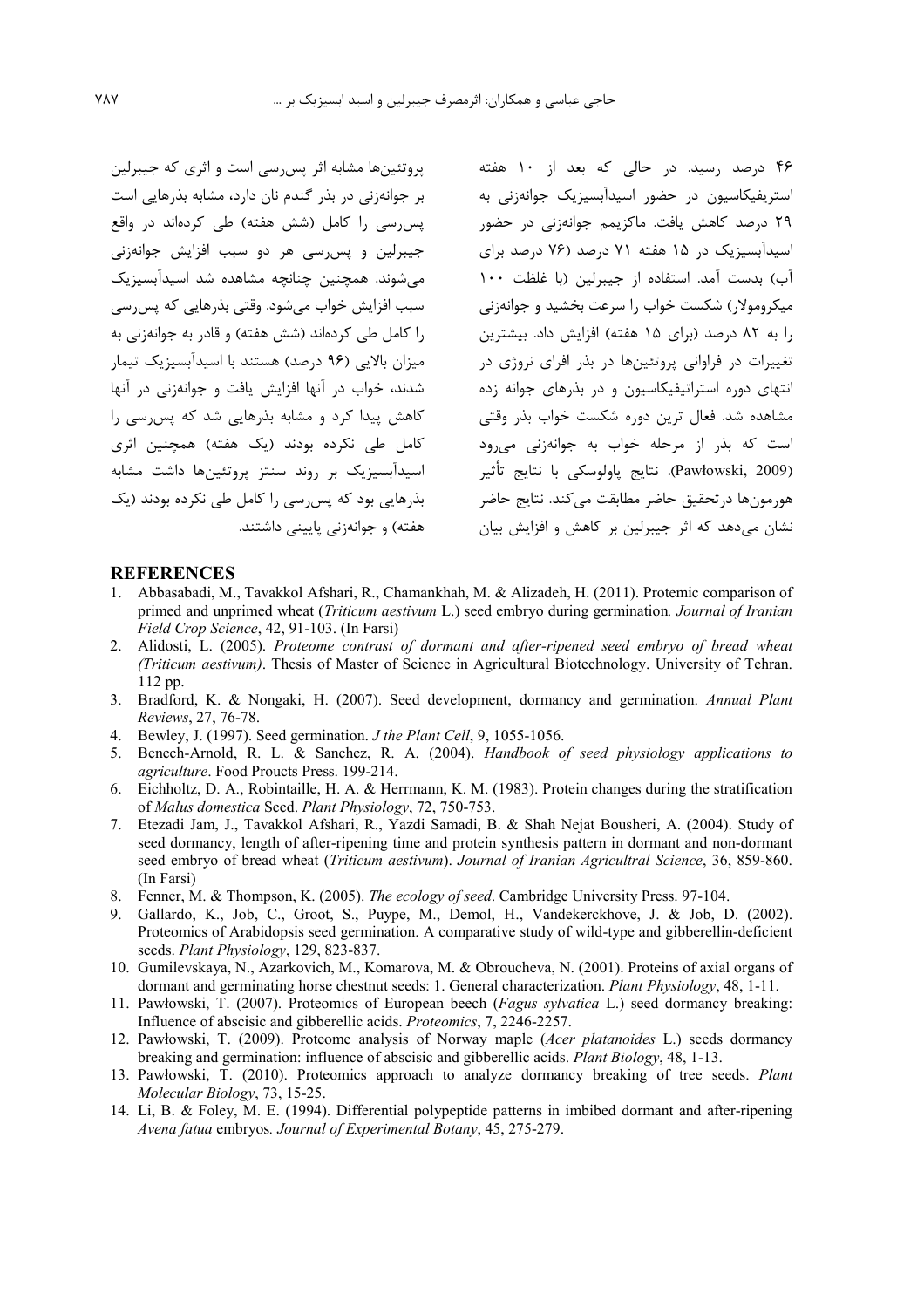۴۶ درصد رسید. در حالی که بعد از ۱۰ هفته استریفیکاسیون در حضور اسیدآبسیزیک جوانه‌زنی به ۲۹ درصد کاهش یافت. ماکزیمم جوانه‌زنی در حضور اسیدآبسیزیک در ۱۵ هفته ۷۱ درصد (۷۶ درصد برای آب) بدست آمد. استفاده از جیبرلین (با غلظت ۱۰۰ میکرومولار) شکست خواب را سرعت بخشید و جوانه‌زنی را به ۸۲ درصد (برای ۱۵ هفته) افزایش داد. بیشترین تغییرات در فراوانی پروتئین‌ها در بذر افرای نروژی در انتهای دوره استراتیفیکاسیون و در بذرهای جوانه زده مشاهده شد. فعال ترین دوره شکست خواب بذر وقتی است که بذر از مرحله خواب به جوانه‌زنی می‌رود (Pawłowski, 2009). نتایج پاولوسکی با نتایج تأثیر هورمون‌ها درتحقیق حاضر مطابقت می‌کند. نتایج حاضر نشان می‌دهد که اثر جیبرلین بر کاهش و افزایش بیان پروتئین‌ها مشابه اثر پس‌رسی است و اثری که جیبرلین بر جوانه‌زنی در بذر گندم نان دارد، مشابه بذرهایی است پس‌رسی را کامل (شش هفته) طی کرده‌اند در واقع جیبرلین و پس‌رسی هر دو سبب افزایش جوانه‌زنی می‌شوند. همچنین چنانچه مشاهده شد اسیدآبسیزیک سبب افزایش خواب می‌شود. وقتی بذرهایی که پس‌رسی را کامل طی کرده‌اند (شش هفته) و قادر به جوانه‌زنی به میزان بالایی (۹۶ درصد) هستند با اسیدآبسیزیک تیمار شدند، خواب در آنها افزایش یافت و جوانه‌زنی در آنها کاهش پیدا کرد و مشابه بذرهایی شد که پس‌رسی را کامل طی نکرده بودند (یک هفته) همچنین اثری اسیدآبسیزیک بر روند سنتز پروتئین‌ها داشت مشابه بذرهایی بود که پس‌رسی را کامل طی نکرده بودند (یک هفته) و جوانه‌زنی پایینی داشتند.

## REFERENCES

1. Abbasabadi, M., Tavakkol Afshari, R., Chamankhah, M. & Alizadeh, H. (2011). Protemic comparison of primed and unprimed wheat (*Triticum aestivum* L.) seed embryo during germination*. Journal of Iranian Field Crop Science*, 42, 91-103. (In Farsi)
2. Alidosti, L. (2005). *Proteome contrast of dormant and after-ripened seed embryo of bread wheat (Triticum aestivum)*. Thesis of Master of Science in Agricultural Biotechnology. University of Tehran. 112 pp.
3. Bradford, K. & Nongaki, H. (2007). Seed development, dormancy and germination. *Annual Plant Reviews*, 27, 76-78.
4. Bewley, J. (1997). Seed germination. *J the Plant Cell*, 9, 1055-1056.
5. Benech-Arnold, R. L. & Sanchez, R. A. (2004). *Handbook of seed physiology applications to agriculture*. Food Proucts Press. 199-214.
6. Eichholtz, D. A., Robintaille, H. A. & Herrmann, K. M. (1983). Protein changes during the stratification of *Malus domestica* Seed. *Plant Physiology*, 72, 750-753.
7. Etezadi Jam, J., Tavakkol Afshari, R., Yazdi Samadi, B. & Shah Nejat Bousheri, A. (2004). Study of seed dormancy, length of after-ripening time and protein synthesis pattern in dormant and non-dormant seed embryo of bread wheat (*Triticum aestivum*). *Journal of Iranian Agricultral Science*, 36, 859-860. (In Farsi)
8. Fenner, M. & Thompson, K. (2005). *The ecology of seed*. Cambridge University Press. 97-104.
9. Gallardo, K., Job, C., Groot, S., Puype, M., Demol, H., Vandekerckhove, J. & Job, D. (2002). Proteomics of Arabidopsis seed germination. A comparative study of wild-type and gibberellin-deficient seeds. *Plant Physiology*, 129, 823-837.
10. Gumilevskaya, N., Azarkovich, M., Komarova, M. & Obroucheva, N. (2001). Proteins of axial organs of dormant and germinating horse chestnut seeds: 1. General characterization. *Plant Physiology*, 48, 1-11.
11. Pawłowski, T. (2007). Proteomics of European beech (*Fagus sylvatica* L.) seed dormancy breaking: Influence of abscisic and gibberellic acids. *Proteomics*, 7, 2246-2257.
12. Pawłowski, T. (2009). Proteome analysis of Norway maple (*Acer platanoides* L.) seeds dormancy breaking and germination: influence of abscisic and gibberellic acids. *Plant Biology*, 48, 1-13.
13. Pawłowski, T. (2010). Proteomics approach to analyze dormancy breaking of tree seeds. *Plant Molecular Biology*, 73, 15-25.
14. Li, B. & Foley, M. E. (1994). Differential polypeptide patterns in imbibed dormant and after-ripening *Avena fatua* embryos*. Journal of Experimental Botany*, 45, 275-279.